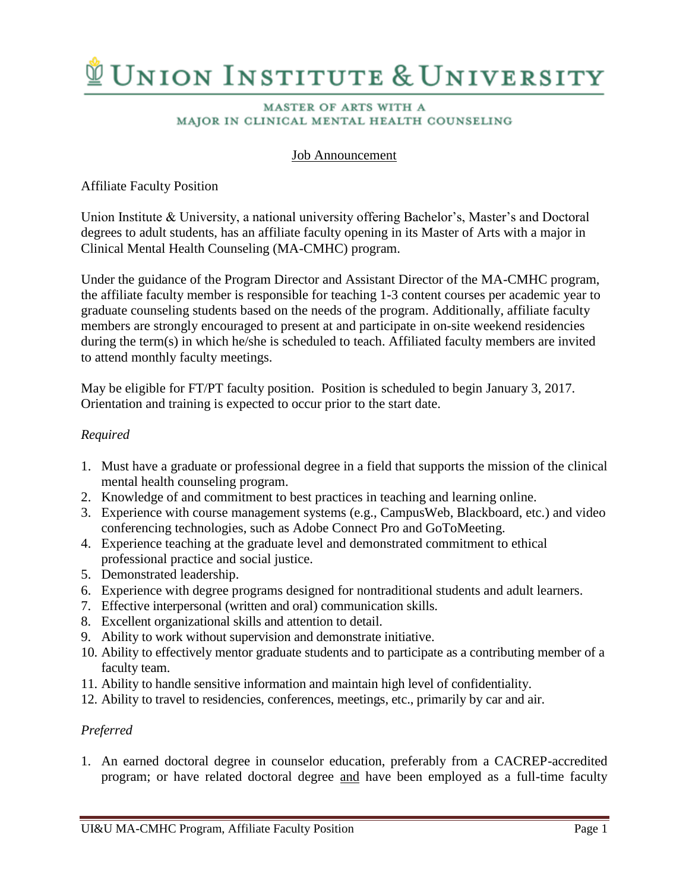# Union Institute & University

## Master of Arts with a Major in Clinical Mental Health Counseling

<u>Job Announcement</u>

Affiliate Faculty Position

Union Institute & University, a national university offering Bachelor's, Master's and Doctoral degrees to adult students, has an affiliate faculty opening in its Master of Arts with a major in Clinical Mental Health Counseling (MA-CMHC) program.

Under the guidance of the Program Director and Assistant Director of the MA-CMHC program, the affiliate faculty member is responsible for teaching 1-3 content courses per academic year to graduate counseling students based on the needs of the program. Additionally, affiliate faculty members are strongly encouraged to present at and participate in on-site weekend residencies during the term(s) in which he/she is scheduled to teach. Affiliated faculty members are invited to attend monthly faculty meetings.

May be eligible for FT/PT faculty position. Position is scheduled to begin January 3, 2017. Orientation and training is expected to occur prior to the start date.

*Required*

1. Must have a graduate or professional degree in a field that supports the mission of the clinical mental health counseling program.
2. Knowledge of and commitment to best practices in teaching and learning online.
3. Experience with course management systems (e.g., CampusWeb, Blackboard, etc.) and video conferencing technologies, such as Adobe Connect Pro and GoToMeeting.
4. Experience teaching at the graduate level and demonstrated commitment to ethical professional practice and social justice.
5. Demonstrated leadership.
6. Experience with degree programs designed for nontraditional students and adult learners.
7. Effective interpersonal (written and oral) communication skills.
8. Excellent organizational skills and attention to detail.
9. Ability to work without supervision and demonstrate initiative.
10. Ability to effectively mentor graduate students and to participate as a contributing member of a faculty team.
11. Ability to handle sensitive information and maintain high level of confidentiality.
12. Ability to travel to residencies, conferences, meetings, etc., primarily by car and air.

*Preferred*

1. An earned doctoral degree in counselor education, preferably from a CACREP-accredited program; or have related doctoral degree <u>and</u> have been employed as a full-time faculty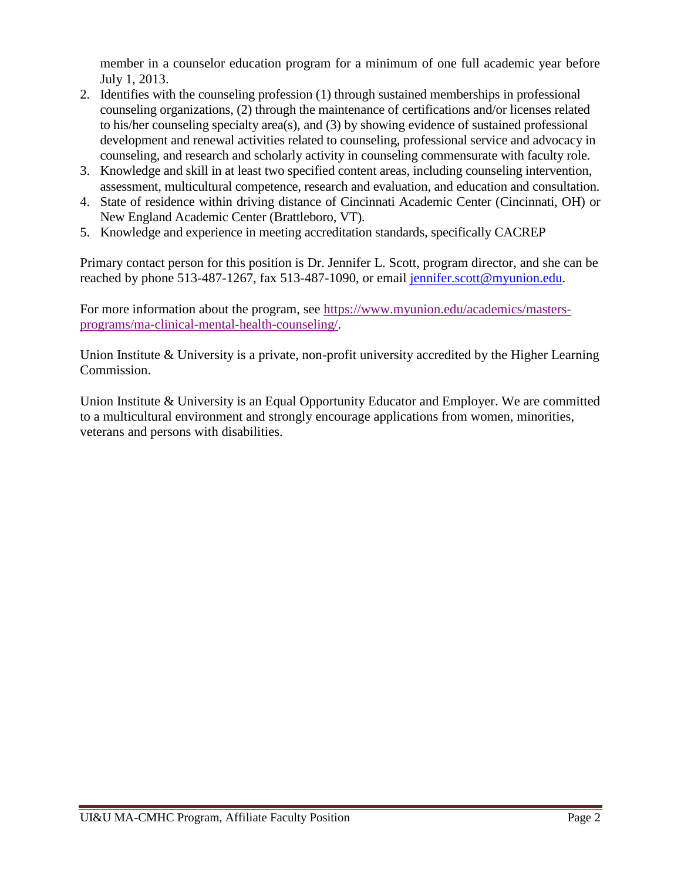member in a counselor education program for a minimum of one full academic year before July 1, 2013.

2. Identifies with the counseling profession (1) through sustained memberships in professional counseling organizations, (2) through the maintenance of certifications and/or licenses related to his/her counseling specialty area(s), and (3) by showing evidence of sustained professional development and renewal activities related to counseling, professional service and advocacy in counseling, and research and scholarly activity in counseling commensurate with faculty role.
3. Knowledge and skill in at least two specified content areas, including counseling intervention, assessment, multicultural competence, research and evaluation, and education and consultation.
4. State of residence within driving distance of Cincinnati Academic Center (Cincinnati, OH) or New England Academic Center (Brattleboro, VT).
5. Knowledge and experience in meeting accreditation standards, specifically CACREP

Primary contact person for this position is Dr. Jennifer L. Scott, program director, and she can be reached by phone 513-487-1267, fax 513-487-1090, or email jennifer.scott@myunion.edu.

For more information about the program, see https://www.myunion.edu/academics/masters-programs/ma-clinical-mental-health-counseling/.

Union Institute & University is a private, non-profit university accredited by the Higher Learning Commission.

Union Institute & University is an Equal Opportunity Educator and Employer. We are committed to a multicultural environment and strongly encourage applications from women, minorities, veterans and persons with disabilities.